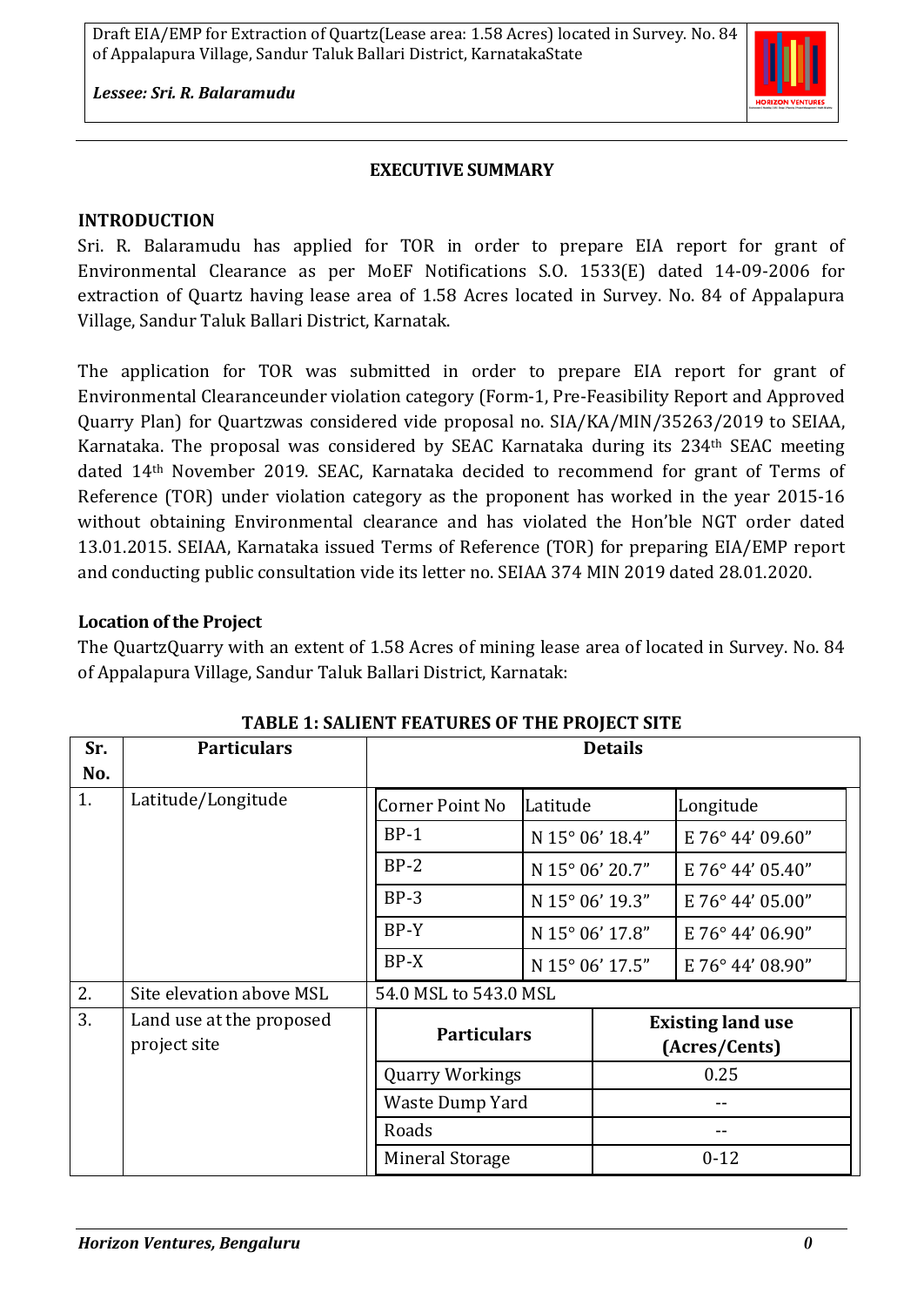## EXECUTIVE SUMMARY

### INTRODUCTION

Sri. R. Balaramudu has applied for TOR in order to prepare EIA report for grant of Environmental Clearance as per MoEF Notifications S.O. 1533(E) dated 14-09-2006 for extraction of Quartz having lease area of 1.58 Acres located in Survey. No. 84 of Appalapura Village, Sandur Taluk Ballari District, Karnatak.

The application for TOR was submitted in order to prepare EIA report for grant of Environmental Clearanceunder violation category (Form-1, Pre-Feasibility Report and Approved Quarry Plan) for Quartzwas considered vide proposal no. SIA/KA/MIN/35263/2019 to SEIAA, Karnataka. The proposal was considered by SEAC Karnataka during its 234th SEAC meeting dated 14th November 2019. SEAC, Karnataka decided to recommend for grant of Terms of Reference (TOR) under violation category as the proponent has worked in the year 2015-16 without obtaining Environmental clearance and has violated the Hon'ble NGT order dated 13.01.2015. SEIAA, Karnataka issued Terms of Reference (TOR) for preparing EIA/EMP report and conducting public consultation vide its letter no. SEIAA 374 MIN 2019 dated 28.01.2020.

### Location of the Project

The QuartzQuarry with an extent of 1.58 Acres of mining lease area of located in Survey. No. 84 of Appalapura Village, Sandur Taluk Ballari District, Karnatak:

**TABLE 1: SALIENT FEATURES OF THE PROJECT SITE**

| Sr. No. | Particulars | Details | | |
|---|---|---|---|---|
| 1. | Latitude/Longitude | Corner Point No | Latitude | Longitude |
| | | BP-1 | N 15° 06' 18.4" | E 76° 44' 09.60" |
| | | BP-2 | N 15° 06' 20.7" | E 76° 44' 05.40" |
| | | BP-3 | N 15° 06' 19.3" | E 76° 44' 05.00" |
| | | BP-Y | N 15° 06' 17.8" | E 76° 44' 06.90" |
| | | BP-X | N 15° 06' 17.5" | E 76° 44' 08.90" |
| 2. | Site elevation above MSL | 54.0 MSL to 543.0 MSL | | |
| 3. | Land use at the proposed project site | **Particulars** | **Existing land use (Acres/Cents)** | |
| | | Quarry Workings | 0.25 | |
| | | Waste Dump Yard | -- | |
| | | Roads | -- | |
| | | Mineral Storage | 0-12 | |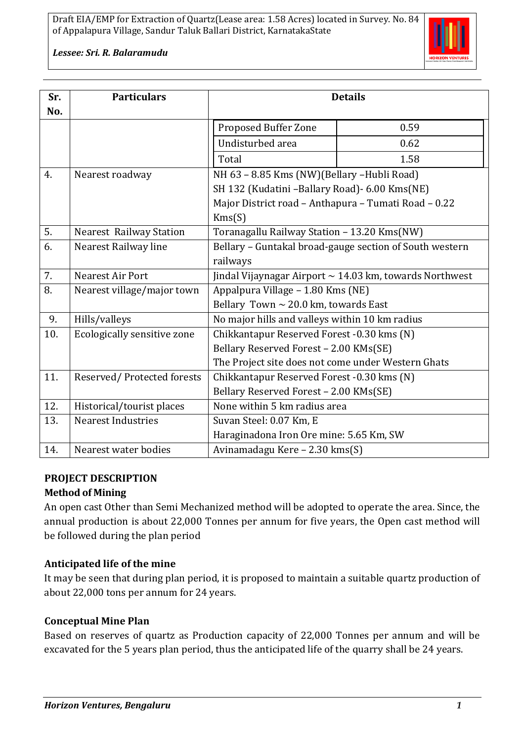| Sr. No. | Particulars | Details | |
|---|---|---|---|
| | | Proposed Buffer Zone | 0.59 |
| | | Undisturbed area | 0.62 |
| | | Total | 1.58 |
| 4. | Nearest roadway | NH 63 – 8.85 Kms (NW)(Bellary –Hubli Road)<br>SH 132 (Kudatini –Ballary Road)- 6.00 Kms(NE)<br>Major District road – Anthapura – Tumati Road – 0.22 Kms(S) | |
| 5. | Nearest Railway Station | Toranagallu Railway Station – 13.20 Kms(NW) | |
| 6. | Nearest Railway line | Bellary – Guntakal broad-gauge section of South western railways | |
| 7. | Nearest Air Port | Jindal Vijaynagar Airport ~ 14.03 km, towards Northwest | |
| 8. | Nearest village/major town | Appalpura Village – 1.80 Kms (NE)<br>Bellary Town ~ 20.0 km, towards East | |
| 9. | Hills/valleys | No major hills and valleys within 10 km radius | |
| 10. | Ecologically sensitive zone | Chikkantapur Reserved Forest -0.30 kms (N)<br>Bellary Reserved Forest – 2.00 KMs(SE)<br>The Project site does not come under Western Ghats | |
| 11. | Reserved/ Protected forests | Chikkantapur Reserved Forest -0.30 kms (N)<br>Bellary Reserved Forest – 2.00 KMs(SE) | |
| 12. | Historical/tourist places | None within 5 km radius area | |
| 13. | Nearest Industries | Suvan Steel: 0.07 Km, E<br>Haraginadona Iron Ore mine: 5.65 Km, SW | |
| 14. | Nearest water bodies | Avinamadagu Kere – 2.30 kms(S) | |

## PROJECT DESCRIPTION

### Method of Mining

An open cast Other than Semi Mechanized method will be adopted to operate the area. Since, the annual production is about 22,000 Tonnes per annum for five years, the Open cast method will be followed during the plan period

### Anticipated life of the mine

It may be seen that during plan period, it is proposed to maintain a suitable quartz production of about 22,000 tons per annum for 24 years.

### Conceptual Mine Plan

Based on reserves of quartz as Production capacity of 22,000 Tonnes per annum and will be excavated for the 5 years plan period, thus the anticipated life of the quarry shall be 24 years.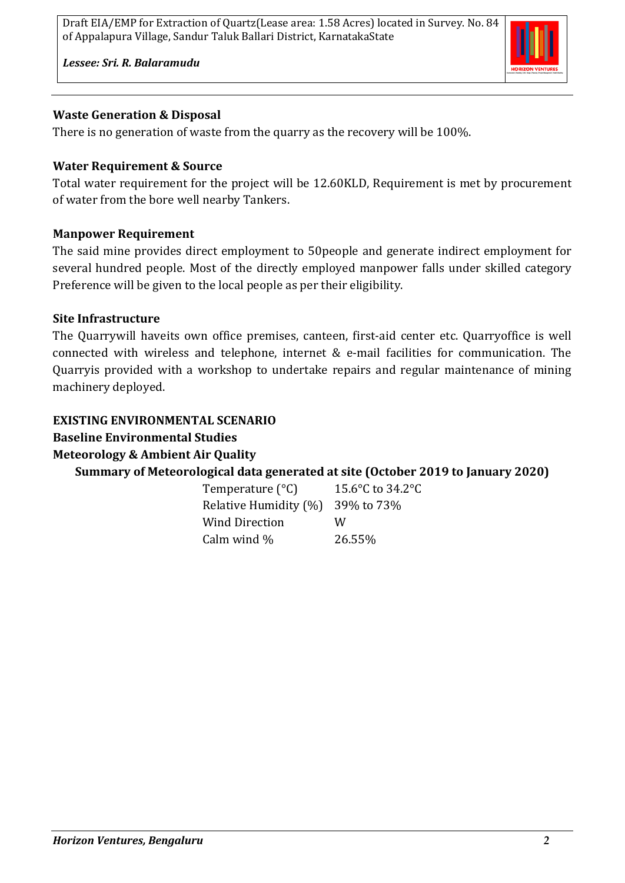**Waste Generation & Disposal**

There is no generation of waste from the quarry as the recovery will be 100%.

**Water Requirement & Source**

Total water requirement for the project will be 12.60KLD, Requirement is met by procurement of water from the bore well nearby Tankers.

**Manpower Requirement**

The said mine provides direct employment to 50people and generate indirect employment for several hundred people. Most of the directly employed manpower falls under skilled category Preference will be given to the local people as per their eligibility.

**Site Infrastructure**

The Quarrywill haveits own office premises, canteen, first-aid center etc. Quarryoffice is well connected with wireless and telephone, internet & e-mail facilities for communication. The Quarryis provided with a workshop to undertake repairs and regular maintenance of mining machinery deployed.

**EXISTING ENVIRONMENTAL SCENARIO**

**Baseline Environmental Studies**

**Meteorology & Ambient Air Quality**

**Summary of Meteorological data generated at site (October 2019 to January 2020)**

| | |
|---|---|
| Temperature (°C) | 15.6°C to 34.2°C |
| Relative Humidity (%) | 39% to 73% |
| Wind Direction | W |
| Calm wind % | 26.55% |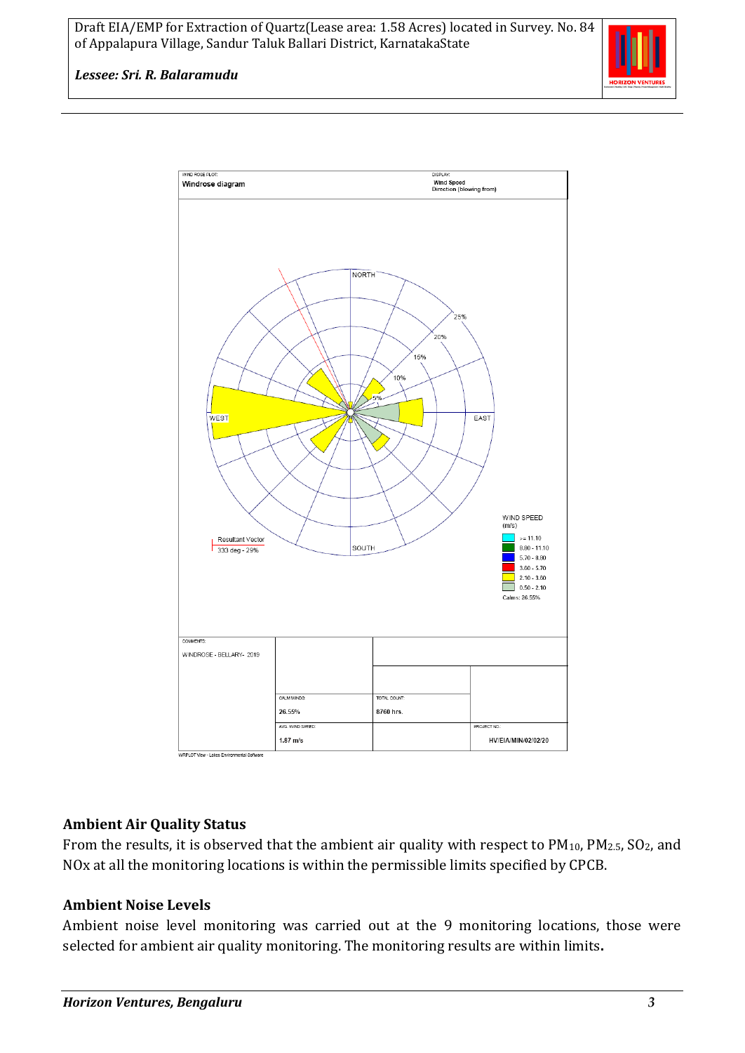WIND ROSE PLOT:

Windrose diagram

DISPLAY:

Wind Speed
Direction (blowing from)

NORTH

WEST

EAST

SOUTH

5%
10%
15%
20%
25%

Resultant Vector
333 deg - 29%

WIND SPEED
(m/s)

| Range |
|---|
| >= 11.10 |
| 8.80 - 11.10 |
| 5.70 - 8.80 |
| 3.60 - 5.70 |
| 2.10 - 3.60 |
| 0.50 - 2.10 |

Calms: 26.55%

| COMMENTS: | | | |
|---|---|---|---|
| WINDROSE - BELLARY- 2019 | CALM WINDS: 26.55% | TOTAL COUNT: 8760 hrs. | |
| | AVG. WIND SPEED: 1.87 m/s | | PROJECT NO.: HV/EIA/MIN/02/02/20 |

WRPLOT View - Lakes Environmental Software

### Ambient Air Quality Status

From the results, it is observed that the ambient air quality with respect to $PM_{10}$, $PM_{2.5}$, $SO_2$, and NOx at all the monitoring locations is within the permissible limits specified by CPCB.

### Ambient Noise Levels

Ambient noise level monitoring was carried out at the 9 monitoring locations, those were selected for ambient air quality monitoring. The monitoring results are within limits**.**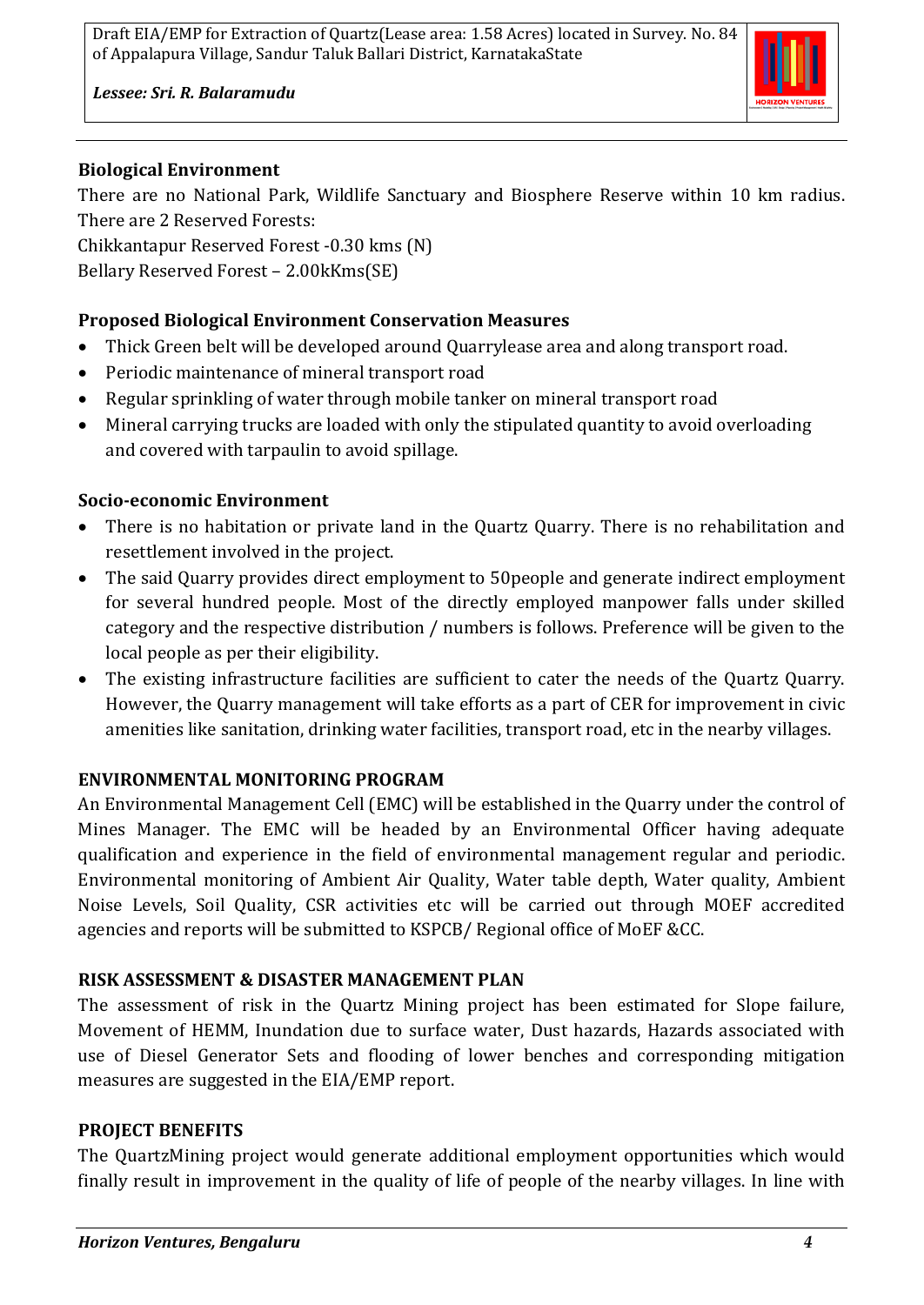**Biological Environment**

There are no National Park, Wildlife Sanctuary and Biosphere Reserve within 10 km radius. There are 2 Reserved Forests:

Chikkantapur Reserved Forest -0.30 kms (N)

Bellary Reserved Forest – 2.00kKms(SE)

**Proposed Biological Environment Conservation Measures**

- Thick Green belt will be developed around Quarrylease area and along transport road.
- Periodic maintenance of mineral transport road
- Regular sprinkling of water through mobile tanker on mineral transport road
- Mineral carrying trucks are loaded with only the stipulated quantity to avoid overloading and covered with tarpaulin to avoid spillage.

**Socio-economic Environment**

- There is no habitation or private land in the Quartz Quarry. There is no rehabilitation and resettlement involved in the project.
- The said Quarry provides direct employment to 50people and generate indirect employment for several hundred people. Most of the directly employed manpower falls under skilled category and the respective distribution / numbers is follows. Preference will be given to the local people as per their eligibility.
- The existing infrastructure facilities are sufficient to cater the needs of the Quartz Quarry. However, the Quarry management will take efforts as a part of CER for improvement in civic amenities like sanitation, drinking water facilities, transport road, etc in the nearby villages.

**ENVIRONMENTAL MONITORING PROGRAM**

An Environmental Management Cell (EMC) will be established in the Quarry under the control of Mines Manager. The EMC will be headed by an Environmental Officer having adequate qualification and experience in the field of environmental management regular and periodic. Environmental monitoring of Ambient Air Quality, Water table depth, Water quality, Ambient Noise Levels, Soil Quality, CSR activities etc will be carried out through MOEF accredited agencies and reports will be submitted to KSPCB/ Regional office of MoEF &CC.

**RISK ASSESSMENT & DISASTER MANAGEMENT PLAN**

The assessment of risk in the Quartz Mining project has been estimated for Slope failure, Movement of HEMM, Inundation due to surface water, Dust hazards, Hazards associated with use of Diesel Generator Sets and flooding of lower benches and corresponding mitigation measures are suggested in the EIA/EMP report.

**PROJECT BENEFITS**

The QuartzMining project would generate additional employment opportunities which would finally result in improvement in the quality of life of people of the nearby villages. In line with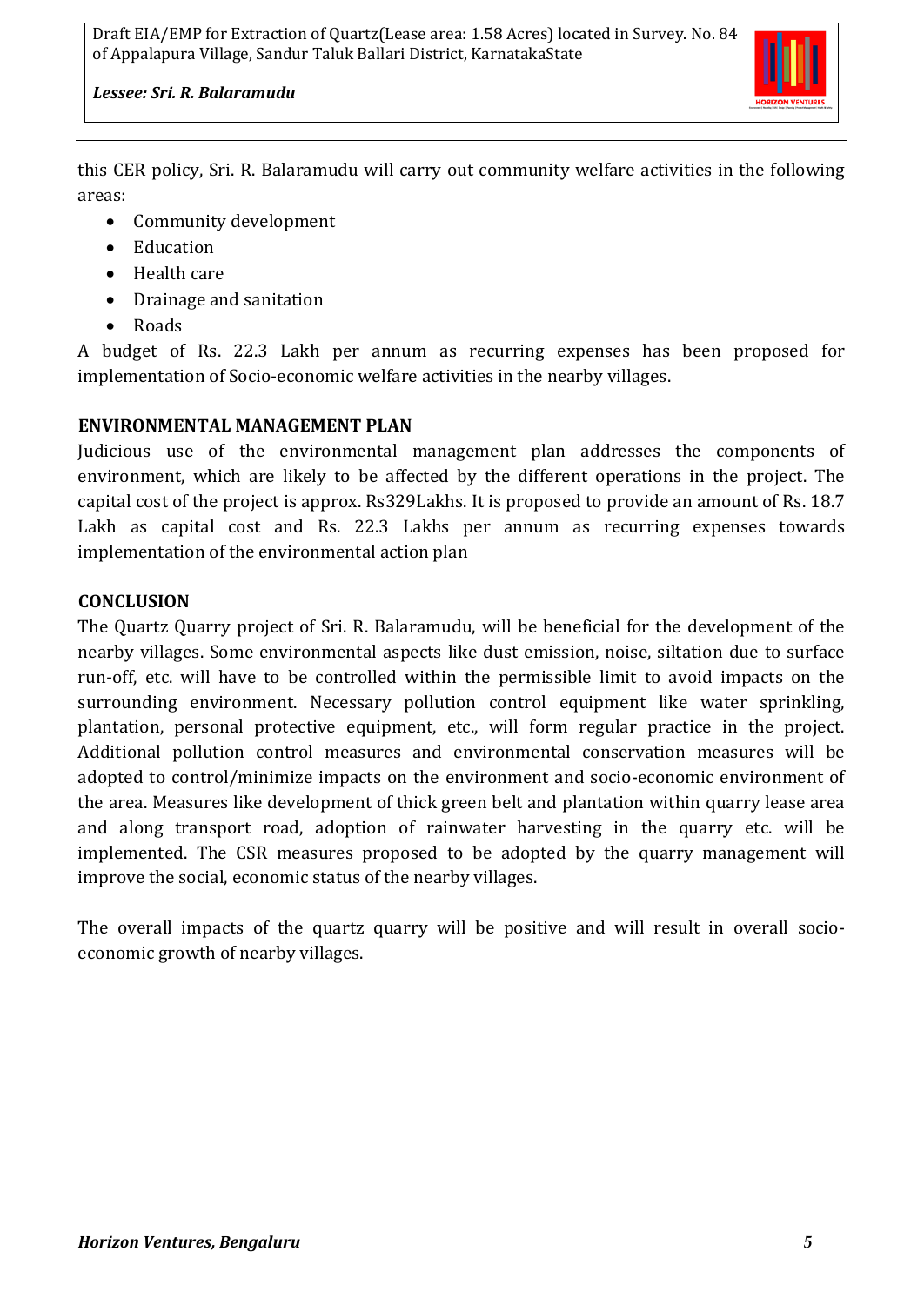this CER policy, Sri. R. Balaramudu will carry out community welfare activities in the following areas:

- Community development
- Education
- Health care
- Drainage and sanitation
- Roads

A budget of Rs. 22.3 Lakh per annum as recurring expenses has been proposed for implementation of Socio-economic welfare activities in the nearby villages.

**ENVIRONMENTAL MANAGEMENT PLAN**

Judicious use of the environmental management plan addresses the components of environment, which are likely to be affected by the different operations in the project. The capital cost of the project is approx. Rs329Lakhs. It is proposed to provide an amount of Rs. 18.7 Lakh as capital cost and Rs. 22.3 Lakhs per annum as recurring expenses towards implementation of the environmental action plan

**CONCLUSION**

The Quartz Quarry project of Sri. R. Balaramudu, will be beneficial for the development of the nearby villages. Some environmental aspects like dust emission, noise, siltation due to surface run-off, etc. will have to be controlled within the permissible limit to avoid impacts on the surrounding environment. Necessary pollution control equipment like water sprinkling, plantation, personal protective equipment, etc., will form regular practice in the project. Additional pollution control measures and environmental conservation measures will be adopted to control/minimize impacts on the environment and socio-economic environment of the area. Measures like development of thick green belt and plantation within quarry lease area and along transport road, adoption of rainwater harvesting in the quarry etc. will be implemented. The CSR measures proposed to be adopted by the quarry management will improve the social, economic status of the nearby villages.

The overall impacts of the quartz quarry will be positive and will result in overall socio-economic growth of nearby villages.